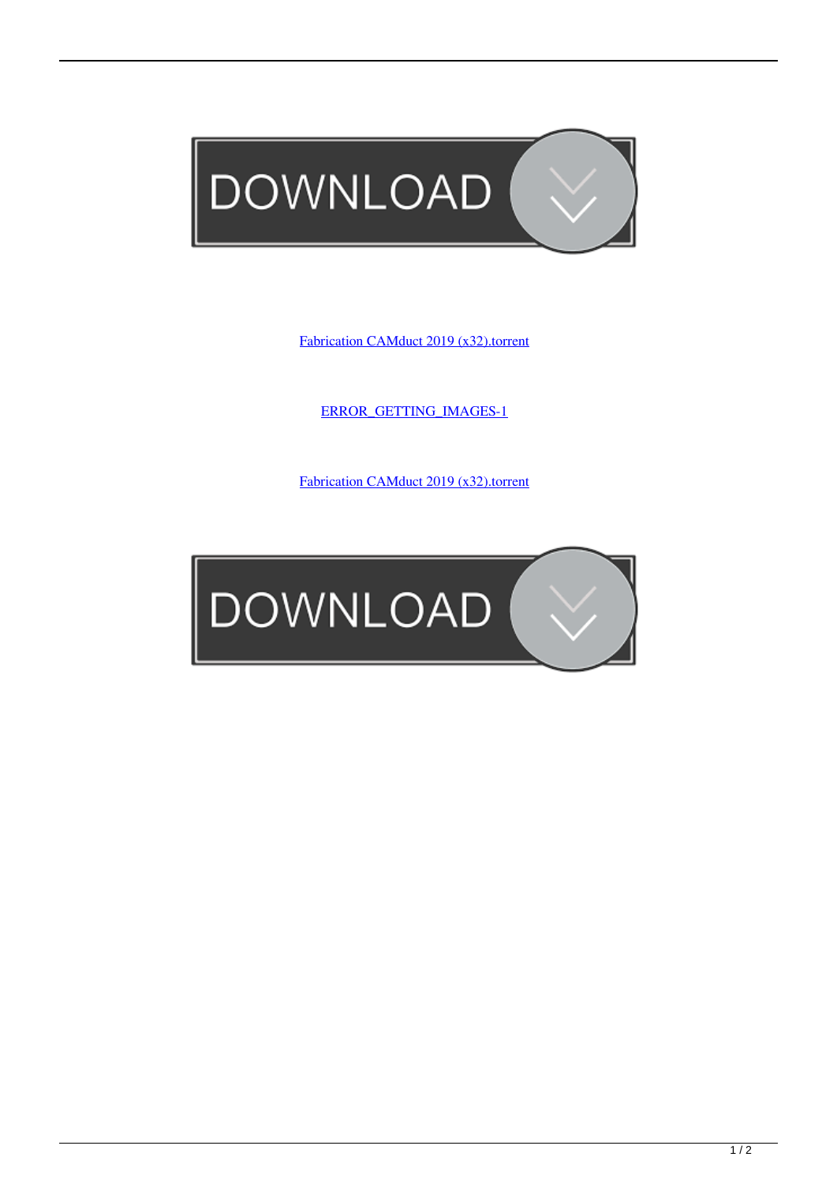Fabrication CAMduct 2019 (x32).torrent

ERROR_GETTING_IMAGES-1

Fabrication CAMduct 2019 (x32).torrent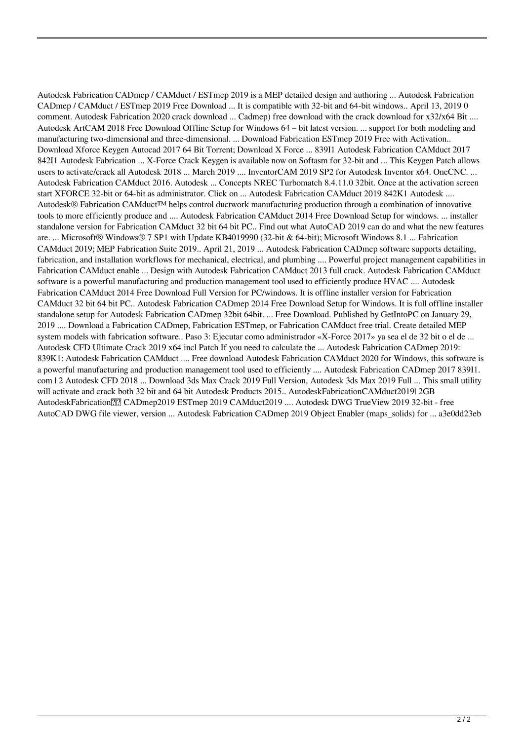Autodesk Fabrication CADmep / CAMduct / ESTmep 2019 is a MEP detailed design and authoring ... Autodesk Fabrication CADmep / CAMduct / ESTmep 2019 Free Download ... It is compatible with 32-bit and 64-bit windows.. April 13, 2019 0 comment. Autodesk Fabrication 2020 crack download ... Cadmep) free download with the crack download for x32/x64 Bit .... Autodesk ArtCAM 2018 Free Download Offline Setup for Windows 64 – bit latest version. ... support for both modeling and manufacturing two-dimensional and three-dimensional. ... Download Fabrication ESTmep 2019 Free with Activation.. Download Xforce Keygen Autocad 2017 64 Bit Torrent; Download X Force ... 839I1 Autodesk Fabrication CAMduct 2017 842I1 Autodesk Fabrication ... X-Force Crack Keygen is available now on Softasm for 32-bit and ... This Keygen Patch allows users to activate/crack all Autodesk 2018 ... March 2019 .... InventorCAM 2019 SP2 for Autodesk Inventor x64. OneCNC. ... Autodesk Fabrication CAMduct 2016. Autodesk ... Concepts NREC Turbomatch 8.4.11.0 32bit. Once at the activation screen start XFORCE 32-bit or 64-bit as administrator. Click on ... Autodesk Fabrication CAMduct 2019 842K1 Autodesk .... Autodesk® Fabrication CAMduct™ helps control ductwork manufacturing production through a combination of innovative tools to more efficiently produce and .... Autodesk Fabrication CAMduct 2014 Free Download Setup for windows. ... installer standalone version for Fabrication CAMduct 32 bit 64 bit PC.. Find out what AutoCAD 2019 can do and what the new features are. ... Microsoft® Windows® 7 SP1 with Update KB4019990 (32-bit & 64-bit); Microsoft Windows 8.1 ... Fabrication CAMduct 2019; MEP Fabrication Suite 2019.. April 21, 2019 ... Autodesk Fabrication CADmep software supports detailing, fabrication, and installation workflows for mechanical, electrical, and plumbing .... Powerful project management capabilities in Fabrication CAMduct enable ... Design with Autodesk Fabrication CAMduct 2013 full crack. Autodesk Fabrication CAMduct software is a powerful manufacturing and production management tool used to efficiently produce HVAC .... Autodesk Fabrication CAMduct 2014 Free Download Full Version for PC/windows. It is offline installer version for Fabrication CAMduct 32 bit 64 bit PC.. Autodesk Fabrication CADmep 2014 Free Download Setup for Windows. It is full offline installer standalone setup for Autodesk Fabrication CADmep 32bit 64bit. ... Free Download. Published by GetIntoPC on January 29, 2019 .... Download a Fabrication CADmep, Fabrication ESTmep, or Fabrication CAMduct free trial. Create detailed MEP system models with fabrication software.. Paso 3: Ejecutar como administrador «X-Force 2017» ya sea el de 32 bit o el de ... Autodesk CFD Ultimate Crack 2019 x64 incl Patch If you need to calculate the ... Autodesk Fabrication CADmep 2019: 839K1: Autodesk Fabrication CAMduct .... Free download Autodesk Fabrication CAMduct 2020 for Windows, this software is a powerful manufacturing and production management tool used to efficiently .... Autodesk Fabrication CADmep 2017 839I1. com | 2 Autodesk CFD 2018 ... Download 3ds Max Crack 2019 Full Version, Autodesk 3ds Max 2019 Full ... This small utility will activate and crack both 32 bit and 64 bit Autodesk Products 2015.. AutodeskFabricationCAMduct2019| 2GB AutodeskFabrication�� CADmep2019 ESTmep 2019 CAMduct2019 .... Autodesk DWG TrueView 2019 32-bit - free AutoCAD DWG file viewer, version ... Autodesk Fabrication CADmep 2019 Object Enabler (maps_solids) for ... a3e0dd23eb